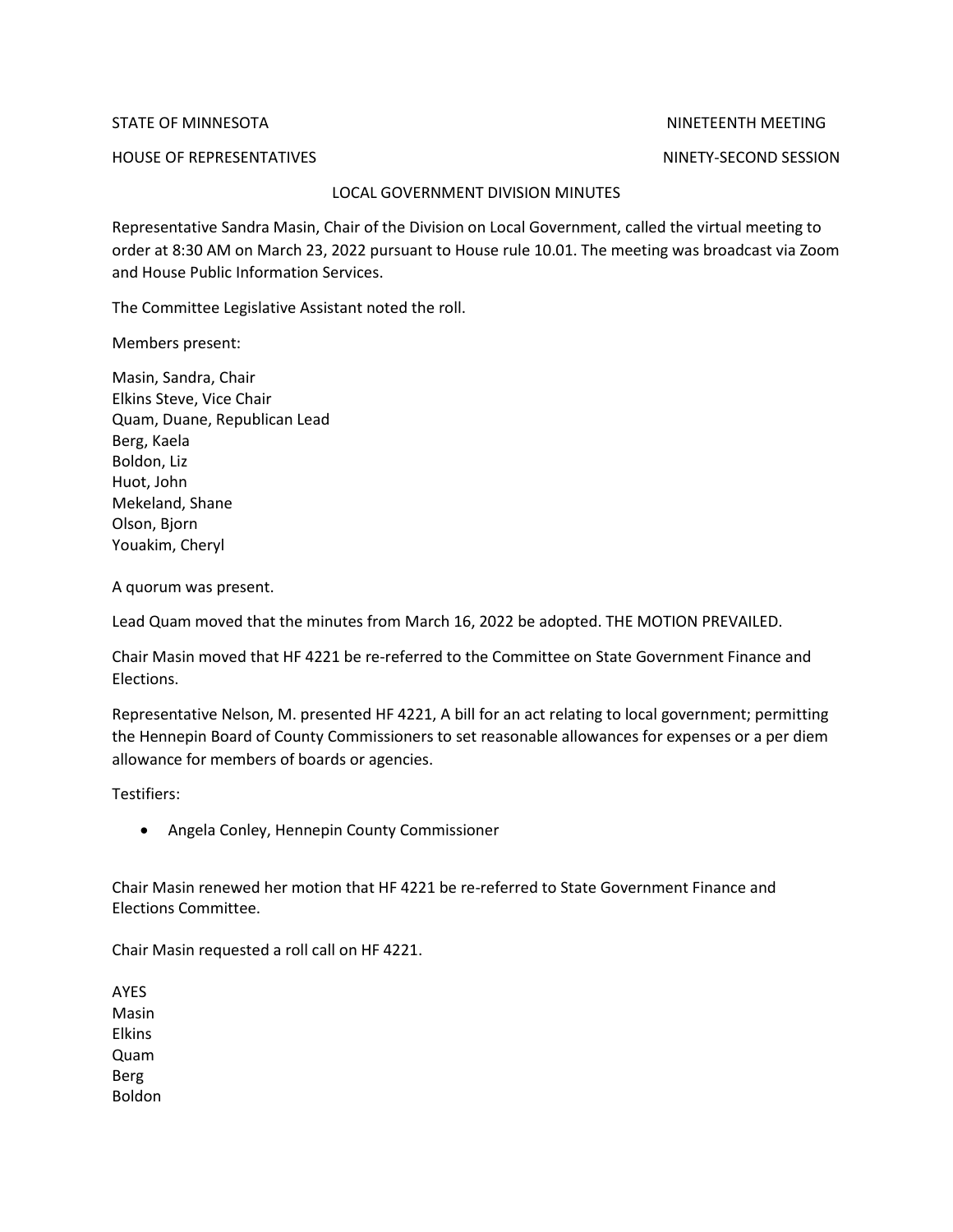STATE OF MINNESOTA NINETEENTH MEETING

HOUSE OF REPRESENTATIVES NINETY-SECOND SESSION

LOCAL GOVERNMENT DIVISION MINUTES

Representative Sandra Masin, Chair of the Division on Local Government, called the virtual meeting to order at 8:30 AM on March 23, 2022 pursuant to House rule 10.01. The meeting was broadcast via Zoom and House Public Information Services.

The Committee Legislative Assistant noted the roll.

Members present:

Masin, Sandra, Chair
Elkins Steve, Vice Chair
Quam, Duane, Republican Lead
Berg, Kaela
Boldon, Liz
Huot, John
Mekeland, Shane
Olson, Bjorn
Youakim, Cheryl

A quorum was present.

Lead Quam moved that the minutes from March 16, 2022 be adopted. THE MOTION PREVAILED.

Chair Masin moved that HF 4221 be re-referred to the Committee on State Government Finance and Elections.

Representative Nelson, M. presented HF 4221, A bill for an act relating to local government; permitting the Hennepin Board of County Commissioners to set reasonable allowances for expenses or a per diem allowance for members of boards or agencies.

Testifiers:

- Angela Conley, Hennepin County Commissioner

Chair Masin renewed her motion that HF 4221 be re-referred to State Government Finance and Elections Committee.

Chair Masin requested a roll call on HF 4221.

AYES
Masin
Elkins
Quam
Berg
Boldon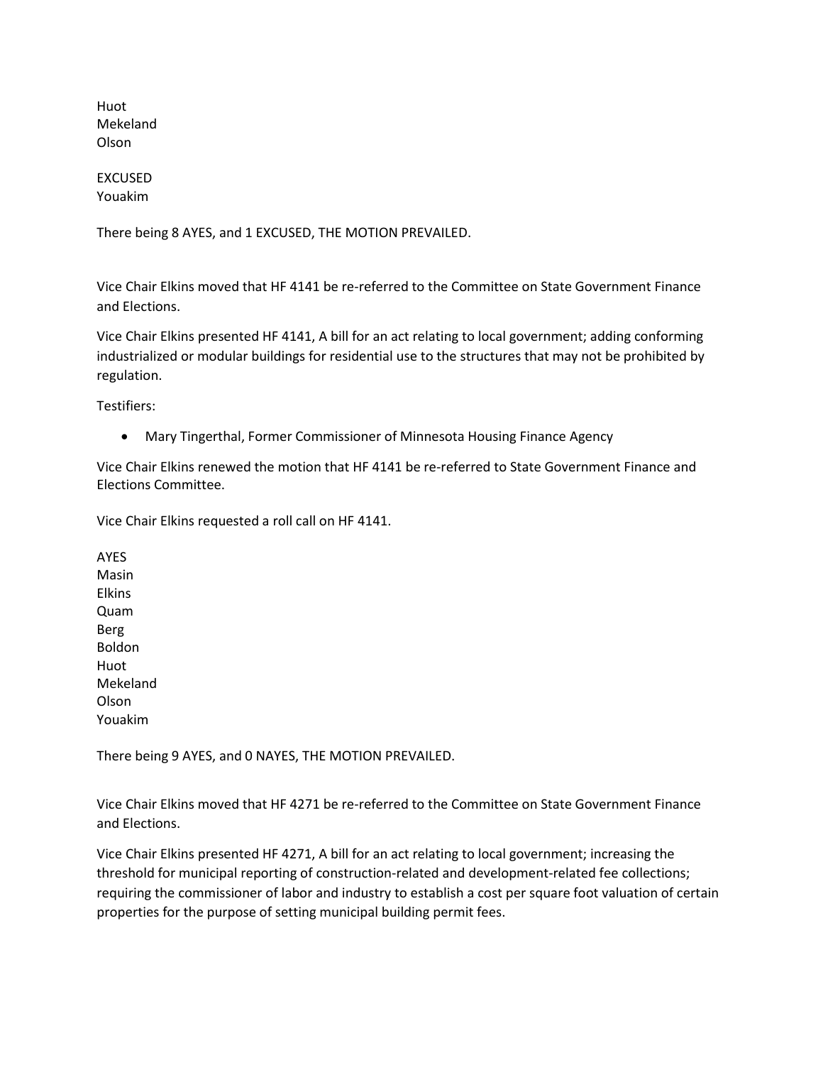Huot
Mekeland
Olson

EXCUSED
Youakim

There being 8 AYES, and 1 EXCUSED, THE MOTION PREVAILED.

Vice Chair Elkins moved that HF 4141 be re-referred to the Committee on State Government Finance and Elections.

Vice Chair Elkins presented HF 4141, A bill for an act relating to local government; adding conforming industrialized or modular buildings for residential use to the structures that may not be prohibited by regulation.

Testifiers:

- Mary Tingerthal, Former Commissioner of Minnesota Housing Finance Agency

Vice Chair Elkins renewed the motion that HF 4141 be re-referred to State Government Finance and Elections Committee.

Vice Chair Elkins requested a roll call on HF 4141.

AYES
Masin
Elkins
Quam
Berg
Boldon
Huot
Mekeland
Olson
Youakim

There being 9 AYES, and 0 NAYES, THE MOTION PREVAILED.

Vice Chair Elkins moved that HF 4271 be re-referred to the Committee on State Government Finance and Elections.

Vice Chair Elkins presented HF 4271, A bill for an act relating to local government; increasing the threshold for municipal reporting of construction-related and development-related fee collections; requiring the commissioner of labor and industry to establish a cost per square foot valuation of certain properties for the purpose of setting municipal building permit fees.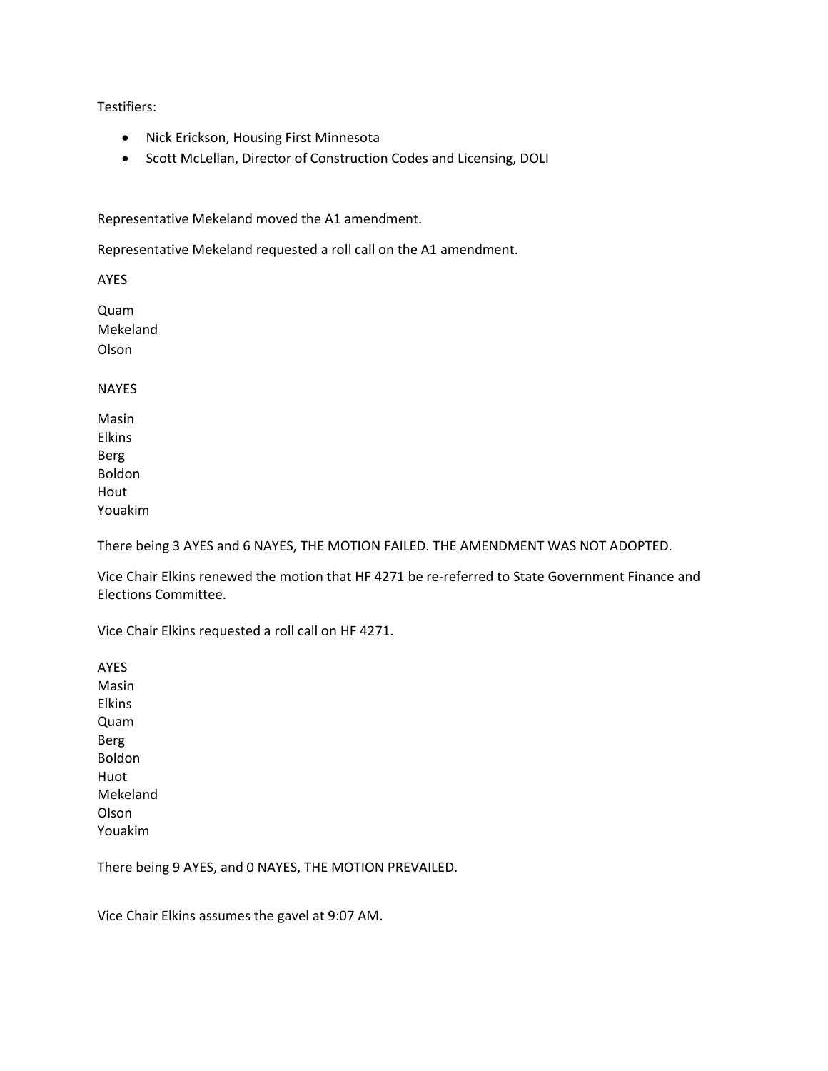Testifiers:

- Nick Erickson, Housing First Minnesota
- Scott McLellan, Director of Construction Codes and Licensing, DOLI

Representative Mekeland moved the A1 amendment.

Representative Mekeland requested a roll call on the A1 amendment.

AYES

Quam
Mekeland
Olson

NAYES

Masin
Elkins
Berg
Boldon
Hout
Youakim

There being 3 AYES and 6 NAYES, THE MOTION FAILED. THE AMENDMENT WAS NOT ADOPTED.

Vice Chair Elkins renewed the motion that HF 4271 be re-referred to State Government Finance and Elections Committee.

Vice Chair Elkins requested a roll call on HF 4271.

AYES
Masin
Elkins
Quam
Berg
Boldon
Huot
Mekeland
Olson
Youakim

There being 9 AYES, and 0 NAYES, THE MOTION PREVAILED.

Vice Chair Elkins assumes the gavel at 9:07 AM.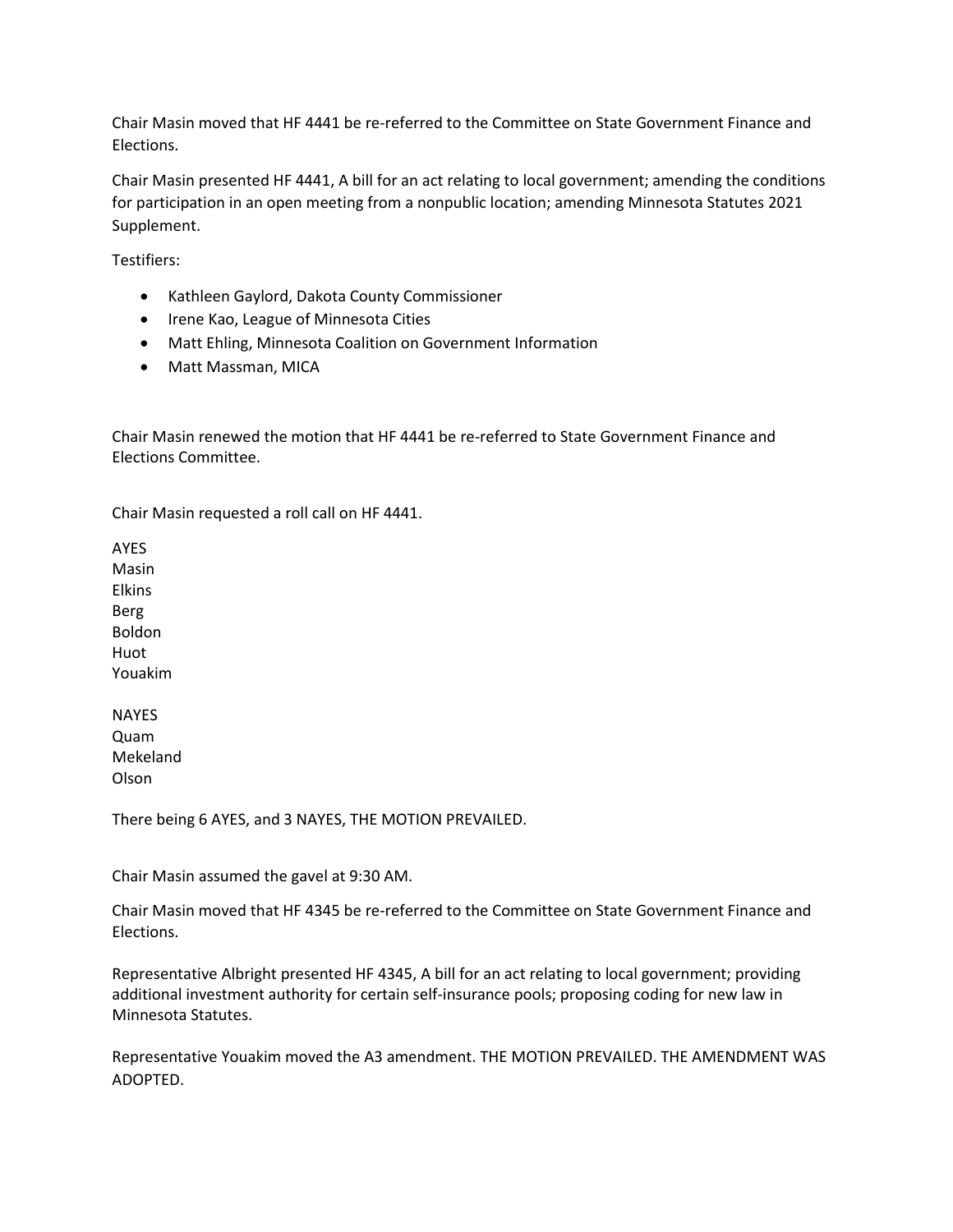Chair Masin moved that HF 4441 be re-referred to the Committee on State Government Finance and Elections.

Chair Masin presented HF 4441, A bill for an act relating to local government; amending the conditions for participation in an open meeting from a nonpublic location; amending Minnesota Statutes 2021 Supplement.

Testifiers:

- Kathleen Gaylord, Dakota County Commissioner
- Irene Kao, League of Minnesota Cities
- Matt Ehling, Minnesota Coalition on Government Information
- Matt Massman, MICA

Chair Masin renewed the motion that HF 4441 be re-referred to State Government Finance and Elections Committee.

Chair Masin requested a roll call on HF 4441.

AYES
Masin
Elkins
Berg
Boldon
Huot
Youakim

NAYES
Quam
Mekeland
Olson

There being 6 AYES, and 3 NAYES, THE MOTION PREVAILED.

Chair Masin assumed the gavel at 9:30 AM.

Chair Masin moved that HF 4345 be re-referred to the Committee on State Government Finance and Elections.

Representative Albright presented HF 4345, A bill for an act relating to local government; providing additional investment authority for certain self-insurance pools; proposing coding for new law in Minnesota Statutes.

Representative Youakim moved the A3 amendment. THE MOTION PREVAILED. THE AMENDMENT WAS ADOPTED.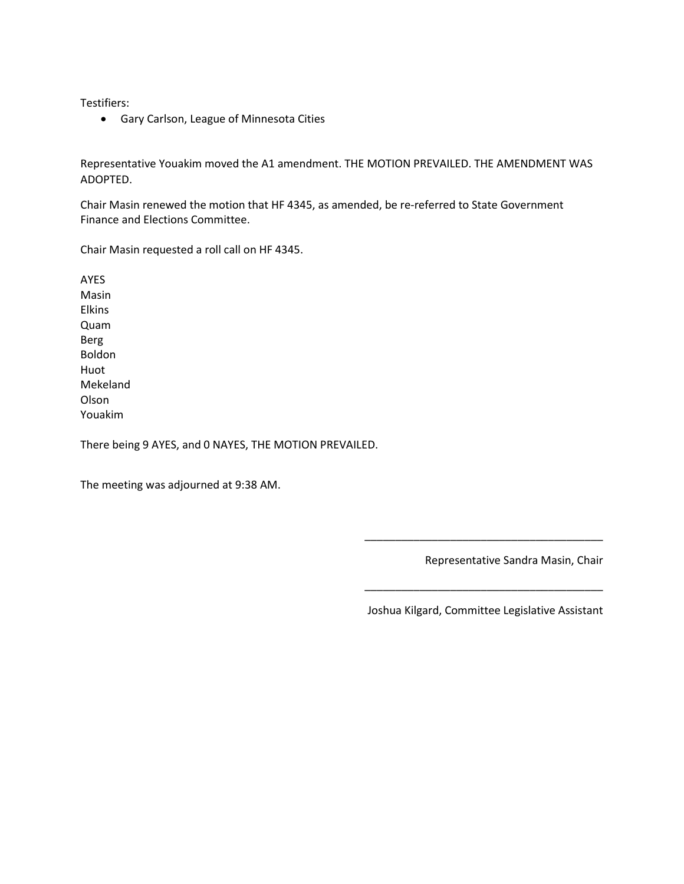Testifiers:

- Gary Carlson, League of Minnesota Cities

Representative Youakim moved the A1 amendment. THE MOTION PREVAILED. THE AMENDMENT WAS ADOPTED.

Chair Masin renewed the motion that HF 4345, as amended, be re-referred to State Government Finance and Elections Committee.

Chair Masin requested a roll call on HF 4345.

AYES
Masin
Elkins
Quam
Berg
Boldon
Huot
Mekeland
Olson
Youakim

There being 9 AYES, and 0 NAYES, THE MOTION PREVAILED.

The meeting was adjourned at 9:38 AM.

\_\_\_\_\_\_\_\_\_\_\_\_\_\_\_\_\_\_\_\_\_\_\_\_\_\_\_\_\_\_\_\_\_\_\_\_\_\_\_\_

Representative Sandra Masin, Chair

\_\_\_\_\_\_\_\_\_\_\_\_\_\_\_\_\_\_\_\_\_\_\_\_\_\_\_\_\_\_\_\_\_\_\_\_\_\_\_\_

Joshua Kilgard, Committee Legislative Assistant